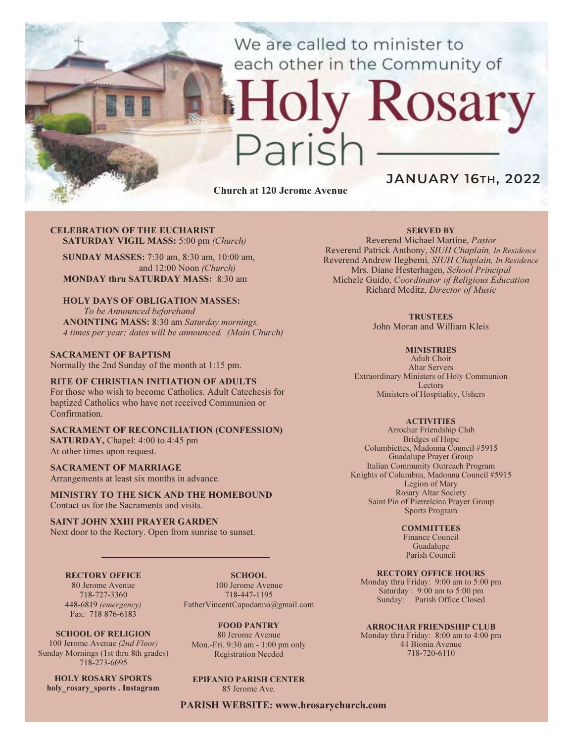We are called to minister to each other in the Community of

# Holy Rosary Parish

**JANUARY 16TH, 2022**

**Church at 120 Jerome Avenue**

**CELEBRATION OF THE EUCHARIST**
**SATURDAY VIGIL MASS:** 5:00 pm *(Church)*

**SUNDAY MASSES:** 7:30 am, 8:30 am, 10:00 am, and 12:00 Noon *(Church)*
**MONDAY thru SATURDAY MASS:** 8:30 am

**HOLY DAYS OF OBLIGATION MASSES:**
*To be Announced beforehand*
**ANOINTING MASS:** 8:30 am *Saturday mornings, 4 times per year; dates will be announced. (Main Church)*

**SACRAMENT OF BAPTISM**
Normally the 2nd Sunday of the month at 1:15 pm.

**RITE OF CHRISTIAN INITIATION OF ADULTS**
For those who wish to become Catholics. Adult Catechesis for baptized Catholics who have not received Communion or Confirmation.

**SACRAMENT OF RECONCILIATION (CONFESSION)**
**SATURDAY,** Chapel: 4:00 to 4:45 pm
At other times upon request.

**SACRAMENT OF MARRIAGE**
Arrangements at least six months in advance.

**MINISTRY TO THE SICK AND THE HOMEBOUND**
Contact us for the Sacraments and visits.

**SAINT JOHN XXIII PRAYER GARDEN**
Next door to the Rectory. Open from sunrise to sunset.

**RECTORY OFFICE**
80 Jerome Avenue
718-727-3360
448-6819 *(emergency)*
Fax: 718 876-6183

**SCHOOL**
100 Jerome Avenue
718-447-1195
FatherVincentCapodanno@gmail.com

**SCHOOL OF RELIGION**
100 Jerome Avenue *(2nd Floor)*
Sunday Mornings (1st thru 8th grades)
718-273-6695

**FOOD PANTRY**
80 Jerome Avenue
Mon.-Fri. 9:30 am - 1:00 pm only
Registration Needed

**HOLY ROSARY SPORTS**
**holy_rosary_sports . Instagram**

**EPIFANIO PARISH CENTER**
85 Jerome Ave.

**SERVED BY**
Reverend Michael Martine, *Pastor*
Reverend Patrick Anthony, *SIUH Chaplain, In Residence*
Reverend Andrew Ilegbemi*, SIUH Chaplain, In Residence*
Mrs. Diane Hesterhagen, *School Principal*
Michele Guido, *Coordinator of Religious Education*
Richard Meditz, *Director of Music*

**TRUSTEES**
John Moran and William Kleis

**MINISTRIES**
Adult Choir
Altar Servers
Extraordinary Ministers of Holy Communion
Lectors
Ministers of Hospitality, Ushers

**ACTIVITIES**
Arrochar Friendship Club
Bridges of Hope
Columbiettes, Madonna Council #5915
Guadalupe Prayer Group
Italian Community Outreach Program
Knights of Columbus, Madonna Council #5915
Legion of Mary
Rosary Altar Society
Saint Pio of Pietrelcina Prayer Group
Sports Program

**COMMITTEES**
Finance Council
Guadalupe
Parish Council

**RECTORY OFFICE HOURS**
Monday thru Friday: 9:00 am to 5:00 pm
Saturday : 9:00 am to 5:00 pm
Sunday: Parish Office Closed

**ARROCHAR FRIENDSHIP CLUB**
Monday thru Friday: 8:00 am to 4:00 pm
44 Bionia Avenue
718-720-6110

**PARISH WEBSITE: www.hrosarychurch.com**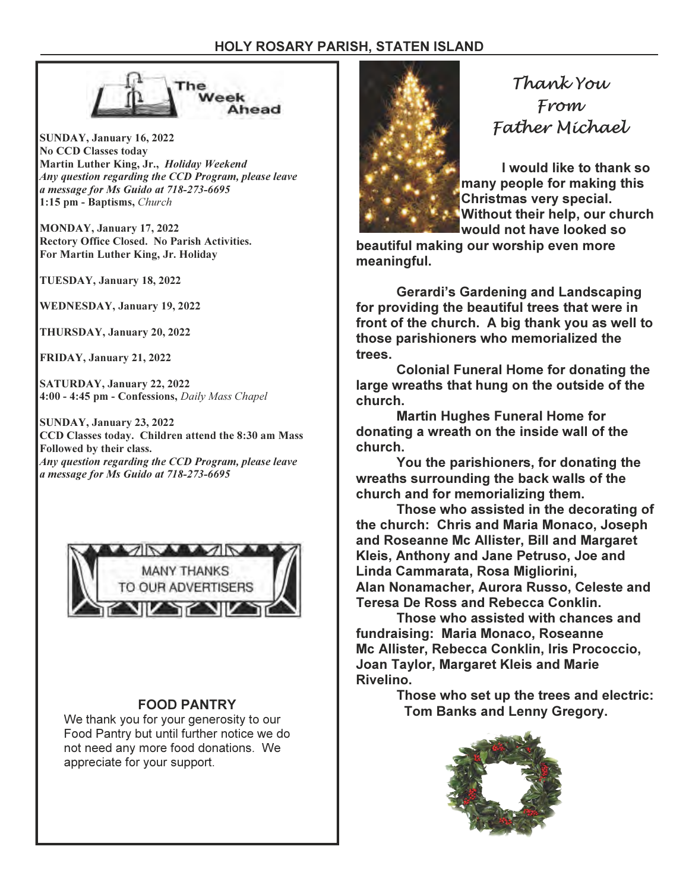## The Week Ahead

**SUNDAY, January 16, 2022**
**No CCD Classes today**
**Martin Luther King, Jr.,** ***Holiday Weekend***
***Any question regarding the CCD Program, please leave a message for Ms Guido at 718-273-6695***
**1:15 pm - Baptisms,** *Church*

**MONDAY, January 17, 2022**
**Rectory Office Closed. No Parish Activities.**
**For Martin Luther King, Jr. Holiday**

**TUESDAY, January 18, 2022**

**WEDNESDAY, January 19, 2022**

**THURSDAY, January 20, 2022**

**FRIDAY, January 21, 2022**

**SATURDAY, January 22, 2022**
**4:00 - 4:45 pm - Confessions,** *Daily Mass Chapel*

**SUNDAY, January 23, 2022**
**CCD Classes today. Children attend the 8:30 am Mass Followed by their class.**
***Any question regarding the CCD Program, please leave a message for Ms Guido at 718-273-6695***

MANY THANKS TO OUR ADVERTISERS

### FOOD PANTRY

We thank you for your generosity to our Food Pantry but until further notice we do not need any more food donations. We appreciate for your support.

## Thank You From Father Michael

**I would like to thank so many people for making this Christmas very special. Without their help, our church would not have looked so beautiful making our worship even more meaningful.**

**Gerardi's Gardening and Landscaping for providing the beautiful trees that were in front of the church. A big thank you as well to those parishioners who memorialized the trees.**

**Colonial Funeral Home for donating the large wreaths that hung on the outside of the church.**

**Martin Hughes Funeral Home for donating a wreath on the inside wall of the church.**

**You the parishioners, for donating the wreaths surrounding the back walls of the church and for memorializing them.**

**Those who assisted in the decorating of the church: Chris and Maria Monaco, Joseph and Roseanne Mc Allister, Bill and Margaret Kleis, Anthony and Jane Petruso, Joe and Linda Cammarata, Rosa Migliorini, Alan Nonamacher, Aurora Russo, Celeste and Teresa De Ross and Rebecca Conklin.**

**Those who assisted with chances and fundraising: Maria Monaco, Roseanne Mc Allister, Rebecca Conklin, Iris Prococcio, Joan Taylor, Margaret Kleis and Marie Rivelino.**

**Those who set up the trees and electric: Tom Banks and Lenny Gregory.**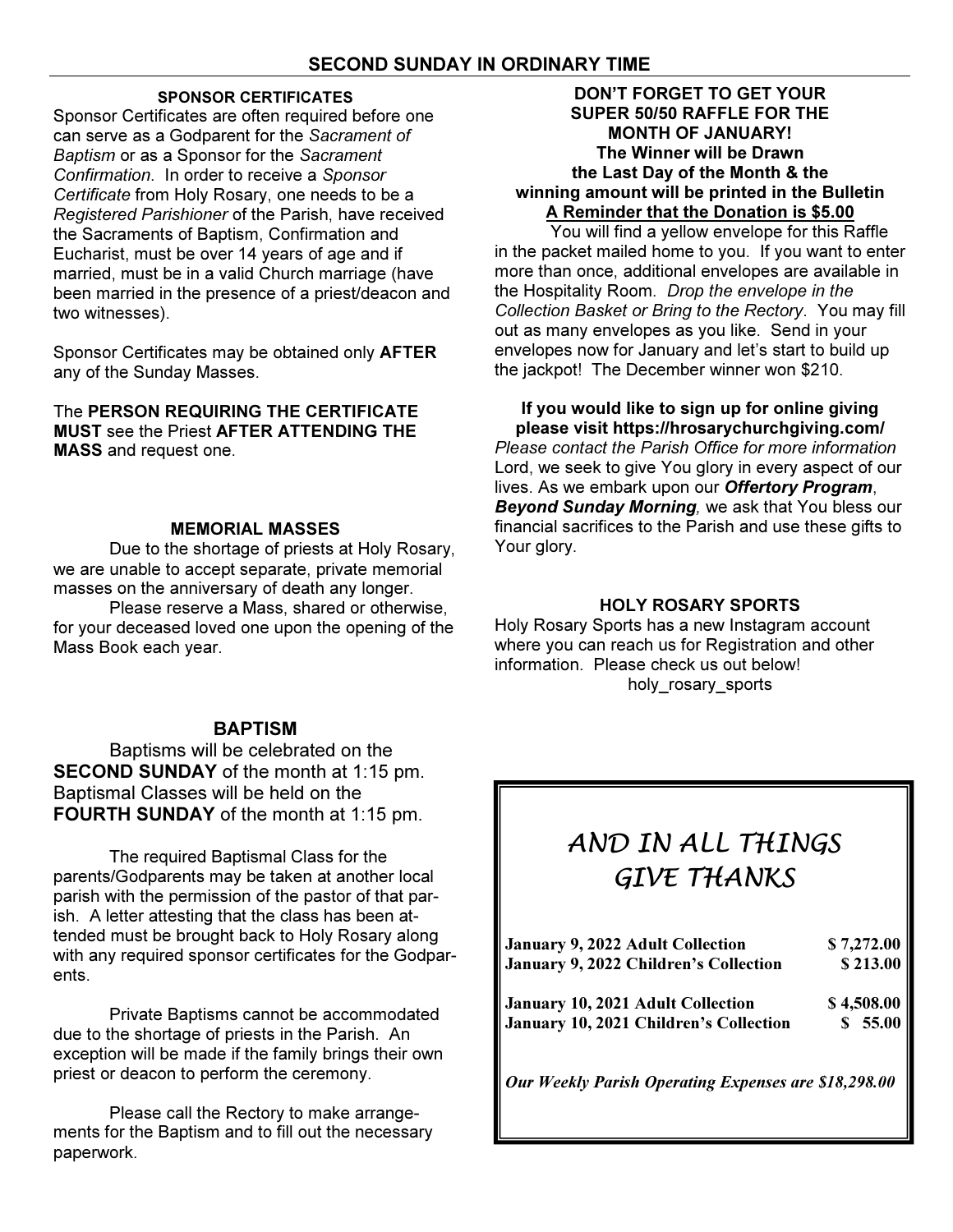## SECOND SUNDAY IN ORDINARY TIME

### SPONSOR CERTIFICATES

Sponsor Certificates are often required before one can serve as a Godparent for the *Sacrament of Baptism* or as a Sponsor for the *Sacrament Confirmation*. In order to receive a *Sponsor Certificate* from Holy Rosary, one needs to be a *Registered Parishioner* of the Parish, have received the Sacraments of Baptism, Confirmation and Eucharist, must be over 14 years of age and if married, must be in a valid Church marriage (have been married in the presence of a priest/deacon and two witnesses).

Sponsor Certificates may be obtained only **AFTER** any of the Sunday Masses.

The **PERSON REQUIRING THE CERTIFICATE MUST** see the Priest **AFTER ATTENDING THE MASS** and request one.

### MEMORIAL MASSES

Due to the shortage of priests at Holy Rosary, we are unable to accept separate, private memorial masses on the anniversary of death any longer.

Please reserve a Mass, shared or otherwise, for your deceased loved one upon the opening of the Mass Book each year.

### BAPTISM

Baptisms will be celebrated on the **SECOND SUNDAY** of the month at 1:15 pm. Baptismal Classes will be held on the **FOURTH SUNDAY** of the month at 1:15 pm.

The required Baptismal Class for the parents/Godparents may be taken at another local parish with the permission of the pastor of that parish. A letter attesting that the class has been attended must be brought back to Holy Rosary along with any required sponsor certificates for the Godparents.

Private Baptisms cannot be accommodated due to the shortage of priests in the Parish. An exception will be made if the family brings their own priest or deacon to perform the ceremony.

Please call the Rectory to make arrangements for the Baptism and to fill out the necessary paperwork.

### DON'T FORGET TO GET YOUR SUPER 50/50 RAFFLE FOR THE MONTH OF JANUARY!

**The Winner will be Drawn the Last Day of the Month & the winning amount will be printed in the Bulletin**

**A Reminder that the Donation is $5.00**

You will find a yellow envelope for this Raffle in the packet mailed home to you. If you want to enter more than once, additional envelopes are available in the Hospitality Room. *Drop the envelope in the Collection Basket or Bring to the Rectory*. You may fill out as many envelopes as you like. Send in your envelopes now for January and let's start to build up the jackpot! The December winner won $210.

**If you would like to sign up for online giving please visit https://hrosarychurchgiving.com/**

*Please contact the Parish Office for more information*

Lord, we seek to give You glory in every aspect of our lives. As we embark upon our ***Offertory Program***, ***Beyond Sunday Morning****,* we ask that You bless our financial sacrifices to the Parish and use these gifts to Your glory.

### HOLY ROSARY SPORTS

Holy Rosary Sports has a new Instagram account where you can reach us for Registration and other information. Please check us out below!

holy_rosary_sports

### *AND IN ALL THINGS GIVE THANKS*

| | |
|---|---|
| **January 9, 2022 Adult Collection** | **$ 7,272.00** |
| **January 9, 2022 Children's Collection** | **$ 213.00** |
| **January 10, 2021 Adult Collection** | **$ 4,508.00** |
| **January 10, 2021 Children's Collection** | **$ 55.00** |

***Our Weekly Parish Operating Expenses are $18,298.00***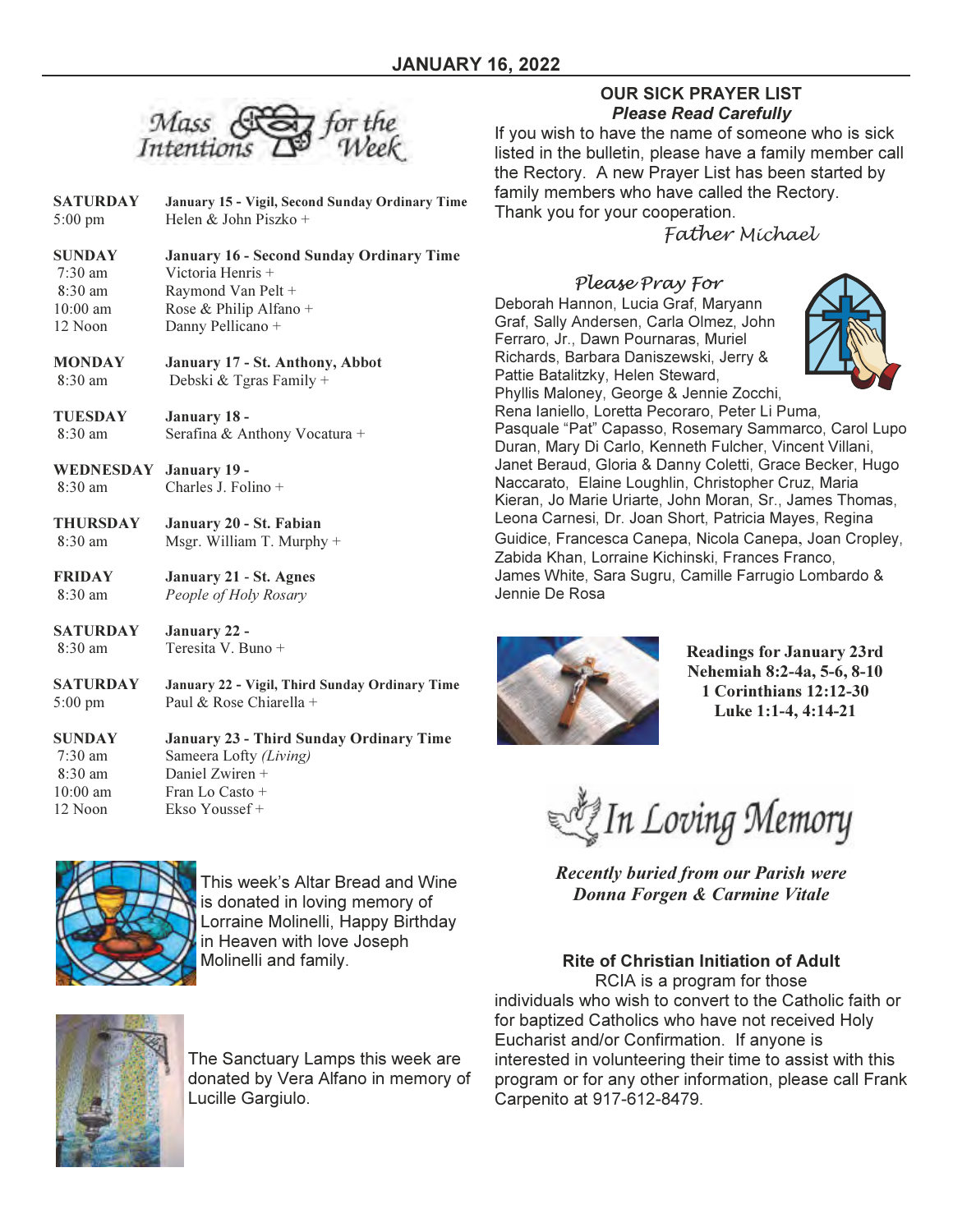## JANUARY 16, 2022

## Mass Intentions for the Week

| | |
|---|---|
| **SATURDAY** | **January 15 - Vigil, Second Sunday Ordinary Time** |
| 5:00 pm | Helen & John Piszko + |
| **SUNDAY** | **January 16 - Second Sunday Ordinary Time** |
| 7:30 am | Victoria Henris + |
| 8:30 am | Raymond Van Pelt + |
| 10:00 am | Rose & Philip Alfano + |
| 12 Noon | Danny Pellicano + |
| **MONDAY** | **January 17 - St. Anthony, Abbot** |
| 8:30 am | Debski & Tgras Family + |
| **TUESDAY** | **January 18 -** |
| 8:30 am | Serafina & Anthony Vocatura + |
| **WEDNESDAY** | **January 19 -** |
| 8:30 am | Charles J. Folino + |
| **THURSDAY** | **January 20 - St. Fabian** |
| 8:30 am | Msgr. William T. Murphy + |
| **FRIDAY** | **January 21 - St. Agnes** |
| 8:30 am | *People of Holy Rosary* |
| **SATURDAY** | **January 22 -** |
| 8:30 am | Teresita V. Buno + |
| **SATURDAY** | **January 22 - Vigil, Third Sunday Ordinary Time** |
| 5:00 pm | Paul & Rose Chiarella + |
| **SUNDAY** | **January 23 - Third Sunday Ordinary Time** |
| 7:30 am | Sameera Lofty *(Living)* |
| 8:30 am | Daniel Zwiren + |
| 10:00 am | Fran Lo Casto + |
| 12 Noon | Ekso Youssef + |

This week's Altar Bread and Wine is donated in loving memory of Lorraine Molinelli, Happy Birthday in Heaven with love Joseph Molinelli and family.

The Sanctuary Lamps this week are donated by Vera Alfano in memory of Lucille Gargiulo.

### OUR SICK PRAYER LIST
***Please Read Carefully***

If you wish to have the name of someone who is sick listed in the bulletin, please have a family member call the Rectory. A new Prayer List has been started by family members who have called the Rectory. Thank you for your cooperation.

*Father Michael*

### *Please Pray For*

Deborah Hannon, Lucia Graf, Maryann Graf, Sally Andersen, Carla Olmez, John Ferraro, Jr., Dawn Pournaras, Muriel Richards, Barbara Daniszewski, Jerry & Pattie Batalitzky, Helen Steward, Phyllis Maloney, George & Jennie Zocchi, Rena Ianiello, Loretta Pecoraro, Peter Li Puma, Pasquale "Pat" Capasso, Rosemary Sammarco, Carol Lupo Duran, Mary Di Carlo, Kenneth Fulcher, Vincent Villani, Janet Beraud, Gloria & Danny Coletti, Grace Becker, Hugo Naccarato, Elaine Loughlin, Christopher Cruz, Maria Kieran, Jo Marie Uriarte, John Moran, Sr., James Thomas, Leona Carnesi, Dr. Joan Short, Patricia Mayes, Regina Guidice, Francesca Canepa, Nicola Canepa, Joan Cropley, Zabida Khan, Lorraine Kichinski, Frances Franco, James White, Sara Sugru, Camille Farrugio Lombardo & Jennie De Rosa

**Readings for January 23rd**
**Nehemiah 8:2-4a, 5-6, 8-10**
**1 Corinthians 12:12-30**
**Luke 1:1-4, 4:14-21**

## In Loving Memory

***Recently buried from our Parish were Donna Forgen & Carmine Vitale***

### Rite of Christian Initiation of Adult

RCIA is a program for those individuals who wish to convert to the Catholic faith or for baptized Catholics who have not received Holy Eucharist and/or Confirmation. If anyone is interested in volunteering their time to assist with this program or for any other information, please call Frank Carpenito at 917-612-8479.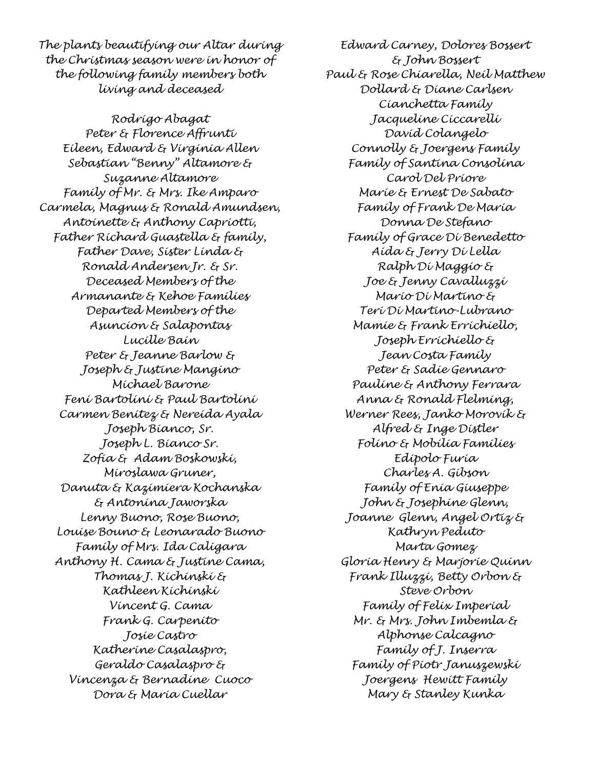The plants beautifying our Altar during the Christmas season were in honor of the following family members both living and deceased

Rodrigo Abagat
Peter & Florence Affrunti
Eileen, Edward & Virginia Allen
Sebastian "Benny" Altamore & Suzanne Altamore
Family of Mr. & Mrs. Ike Amparo
Carmela, Magnus & Ronald Amundsen, Antoinette & Anthony Capriotti, Father Richard Guastella & family, Father Dave, Sister Linda & Ronald Andersen Jr. & Sr.
Deceased Members of the Armanante & Kehoe Families
Departed Members of the Asuncion & Salapontas
Lucille Bain
Peter & Jeanne Barlow & Joseph & Justine Mangino
Michael Barone
Feni Bartolini & Paul Bartolini
Carmen Benitez & Nereida Ayala
Joseph Bianco, Sr.
Joseph L. Bianco Sr.
Zofia & Adam Boskowski, Miroslawa Gruner, Danuta & Kazimiera Kochanska & Antonina Jaworska
Lenny Buono, Rose Buono, Louise Bouno & Leonarado Buono
Family of Mrs. Ida Caligara
Anthony H. Cama & Justine Cama, Thomas J. Kichinski & Kathleen Kichinski
Vincent G. Cama
Frank G. Carpenito
Josie Castro
Katherine Casalaspro, Geraldo Casalaspro & Vincenza & Bernadine Cuoco
Dora & Maria Cuellar
Edward Carney, Dolores Bossert & John Bossert
Paul & Rose Chiarella, Neil Matthew Dollard & Diane Carlsen
Cianchetta Family
Jacqueline Ciccarelli
David Colangelo
Connolly & Joergens Family
Family of Santina Consolina
Carol Del Priore
Marie & Ernest De Sabato
Family of Frank De Maria
Donna De Stefano
Family of Grace Di Benedetto
Aida & Jerry Di Lella
Ralph Di Maggio & Joe & Jenny Cavalluzzi
Mario Di Martino & Teri Di Martino-Lubrano
Mamie & Frank Errichiello, Joseph Errichiello & Jean Costa Family
Peter & Sadie Gennaro
Pauline & Anthony Ferrara
Anna & Ronald Flelming, Werner Rees, Janko Morovik & Alfred & Inge Distler
Folino & Mobilia Families
Edipolo Furia
Charles A. Gibson
Family of Enia Giuseppe
John & Josephine Glenn, Joanne Glenn, Angel Ortiz & Kathryn Peduto
Marta Gomez
Gloria Henry & Marjorie Quinn
Frank Illuzzi, Betty Orbon & Steve Orbon
Family of Felix Imperial
Mr. & Mrs. John Imbemla & Alphonse Calcagno
Family of J. Inserra
Family of Piotr Januszewski
Joergens Hewitt Family
Mary & Stanley Kunka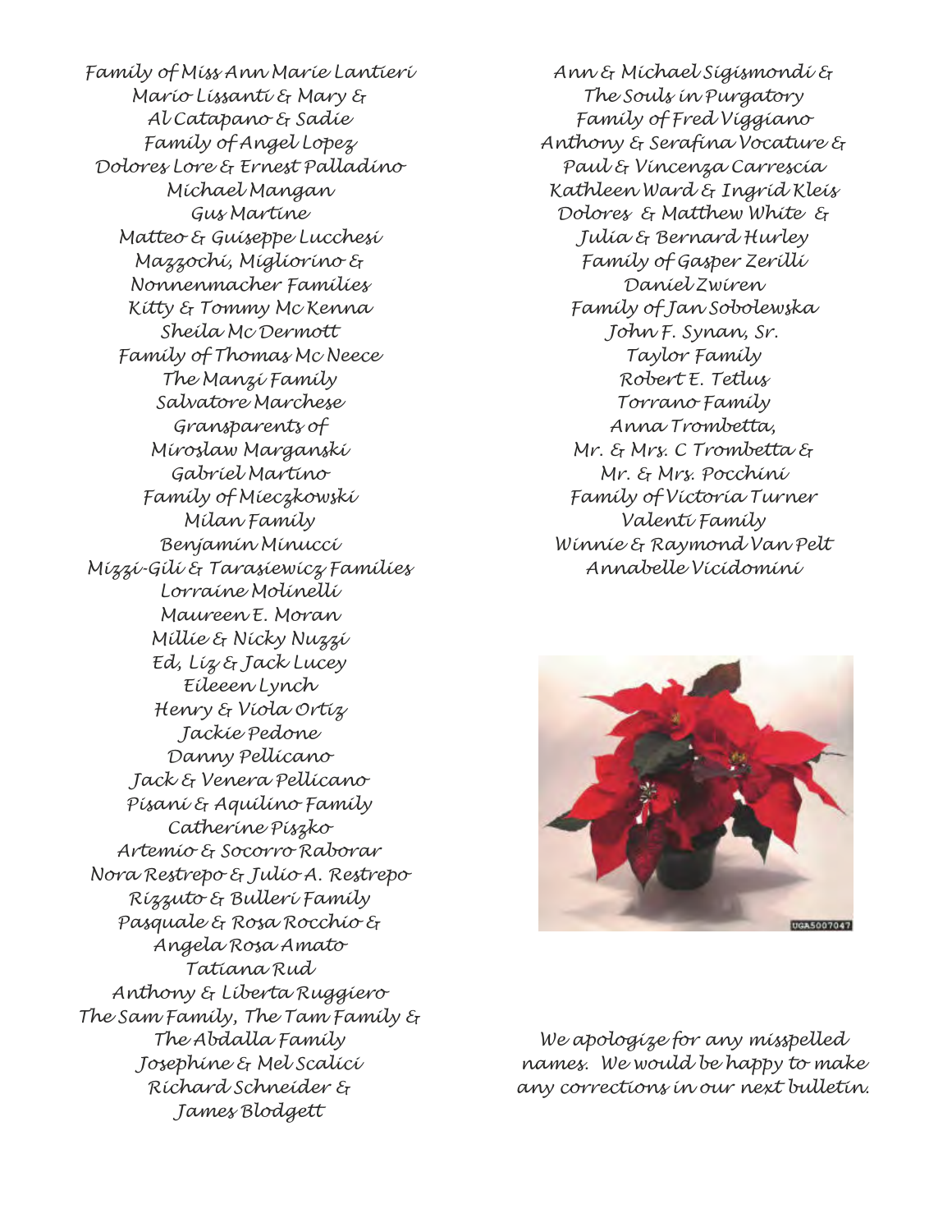Family of Miss Ann Marie Lantieri
Mario Lissanti & Mary &
Al Catapano & Sadie
Family of Angel Lopez
Dolores Lore & Ernest Palladino
Michael Mangan
Gus Martine
Matteo & Guiseppe Lucchesi
Mazzochi, Migliorino &
Nonnenmacher Families
Kitty & Tommy Mc Kenna
Sheila Mc Dermott
Family of Thomas Mc Neece
The Manzi Family
Salvatore Marchese
Gransparents of
Miroslaw Marganski
Gabriel Martino
Family of Mieczkowski
Milan Family
Benjamin Minucci
Mizzi-Gili & Tarasiewicz Families
Lorraine Molinelli
Maureen E. Moran
Millie & Nicky Nuzzi
Ed, Liz & Jack Lucey
Eileeen Lynch
Henry & Viola Ortiz
Jackie Pedone
Danny Pellicano
Jack & Venera Pellicano
Pisani & Aquilino Family
Catherine Piszko
Artemio & Socorro Raborar
Nora Restrepo & Julio A. Restrepo
Rizzuto & Bulleri Family
Pasquale & Rosa Rocchio &
Angela Rosa Amato
Tatiana Rud
Anthony & Liberta Ruggiero
The Sam Family, The Tam Family &
The Abdalla Family
Josephine & Mel Scalici
Richard Schneider &
James Blodgett

Ann & Michael Sigismondi &
The Souls in Purgatory
Family of Fred Viggiano
Anthony & Serafina Vocature &
Paul & Vincenza Carrescia
Kathleen Ward & Ingrid Kleis
Dolores & Matthew White &
Julia & Bernard Hurley
Family of Gasper Zerilli
Daniel Zwiren
Family of Jan Sobolewska
John F. Synan, Sr.
Taylor Family
Robert E. Tetlus
Torrano Family
Anna Trombetta,
Mr. & Mrs. C Trombetta &
Mr. & Mrs. Pocchini
Family of Victoria Turner
Valenti Family
Winnie & Raymond Van Pelt
Annabelle Vicidomini

We apologize for any misspelled names. We would be happy to make any corrections in our next bulletin.